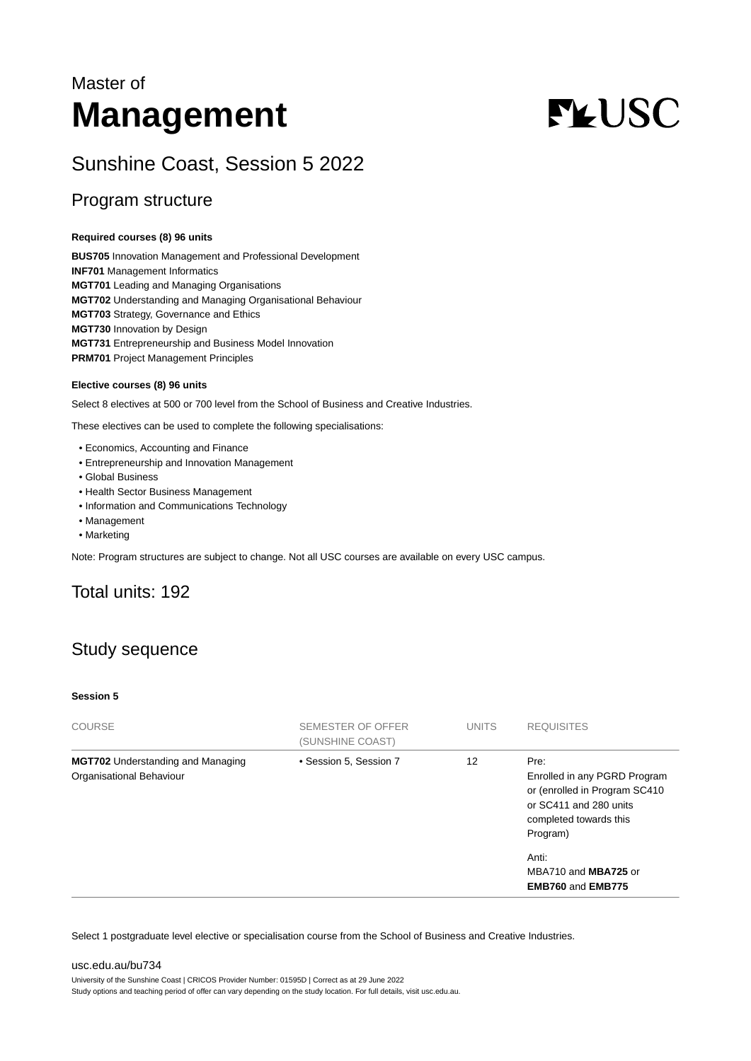Master of

# Management

## Sunshine Coast, Session 5 2022

## Program structure

**Required courses (8) 96 units**

**BUS705** Innovation Management and Professional Development
**INF701** Management Informatics
**MGT701** Leading and Managing Organisations
**MGT702** Understanding and Managing Organisational Behaviour
**MGT703** Strategy, Governance and Ethics
**MGT730** Innovation by Design
**MGT731** Entrepreneurship and Business Model Innovation
**PRM701** Project Management Principles

**Elective courses (8) 96 units**

Select 8 electives at 500 or 700 level from the School of Business and Creative Industries.

These electives can be used to complete the following specialisations:

- Economics, Accounting and Finance
- Entrepreneurship and Innovation Management
- Global Business
- Health Sector Business Management
- Information and Communications Technology
- Management
- Marketing

Note: Program structures are subject to change. Not all USC courses are available on every USC campus.

## Total units: 192

## Study sequence

**Session 5**

| COURSE | SEMESTER OF OFFER (SUNSHINE COAST) | UNITS | REQUISITES |
|---|---|---|---|
| **MGT702** Understanding and Managing Organisational Behaviour | • Session 5, Session 7 | 12 | Pre: Enrolled in any PGRD Program or (enrolled in Program SC410 or SC411 and 280 units completed towards this Program)<br><br>Anti: MBA710 and **MBA725** or **EMB760** and **EMB775** |

Select 1 postgraduate level elective or specialisation course from the School of Business and Creative Industries.

usc.edu.au/bu734
University of the Sunshine Coast | CRICOS Provider Number: 01595D | Correct as at 29 June 2022
Study options and teaching period of offer can vary depending on the study location. For full details, visit usc.edu.au.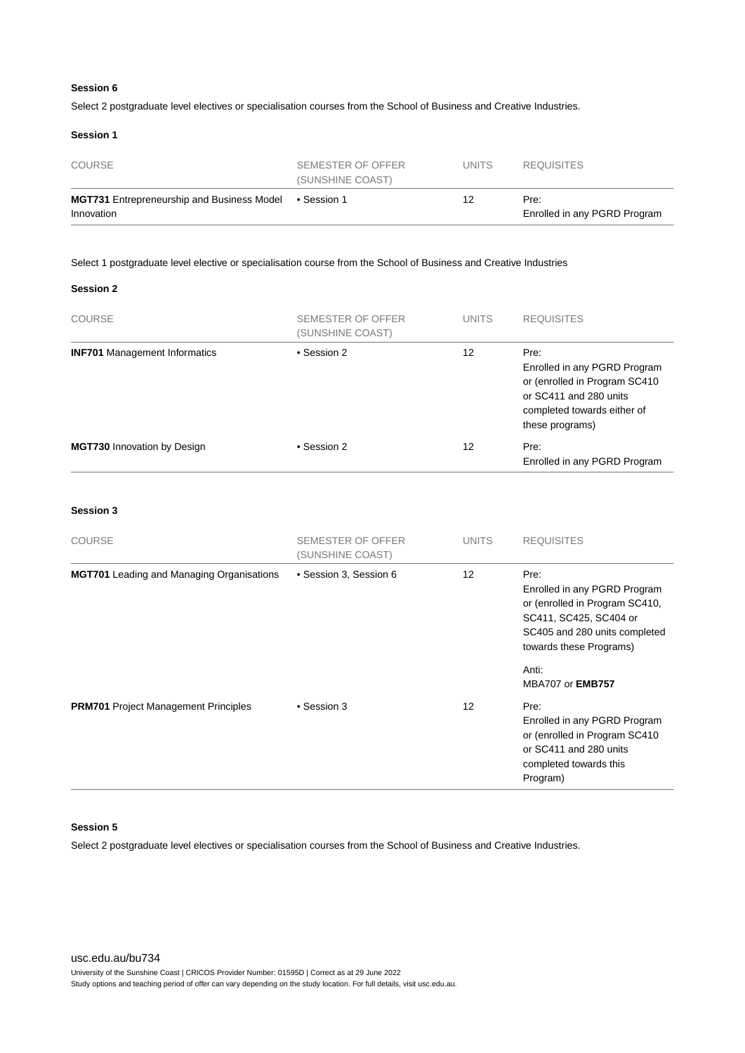**Session 6**

Select 2 postgraduate level electives or specialisation courses from the School of Business and Creative Industries.

**Session 1**

| COURSE | SEMESTER OF OFFER (SUNSHINE COAST) | UNITS | REQUISITES |
|---|---|---|---|
| **MGT731** Entrepreneurship and Business Model Innovation | • Session 1 | 12 | Pre: Enrolled in any PGRD Program |

Select 1 postgraduate level elective or specialisation course from the School of Business and Creative Industries

**Session 2**

| COURSE | SEMESTER OF OFFER (SUNSHINE COAST) | UNITS | REQUISITES |
|---|---|---|---|
| **INF701** Management Informatics | • Session 2 | 12 | Pre: Enrolled in any PGRD Program or (enrolled in Program SC410 or SC411 and 280 units completed towards either of these programs) |
| **MGT730** Innovation by Design | • Session 2 | 12 | Pre: Enrolled in any PGRD Program |

**Session 3**

| COURSE | SEMESTER OF OFFER (SUNSHINE COAST) | UNITS | REQUISITES |
|---|---|---|---|
| **MGT701** Leading and Managing Organisations | • Session 3, Session 6 | 12 | Pre: Enrolled in any PGRD Program or (enrolled in Program SC410, SC411, SC425, SC404 or SC405 and 280 units completed towards these Programs) Anti: MBA707 or **EMB757** |
| **PRM701** Project Management Principles | • Session 3 | 12 | Pre: Enrolled in any PGRD Program or (enrolled in Program SC410 or SC411 and 280 units completed towards this Program) |

**Session 5**

Select 2 postgraduate level electives or specialisation courses from the School of Business and Creative Industries.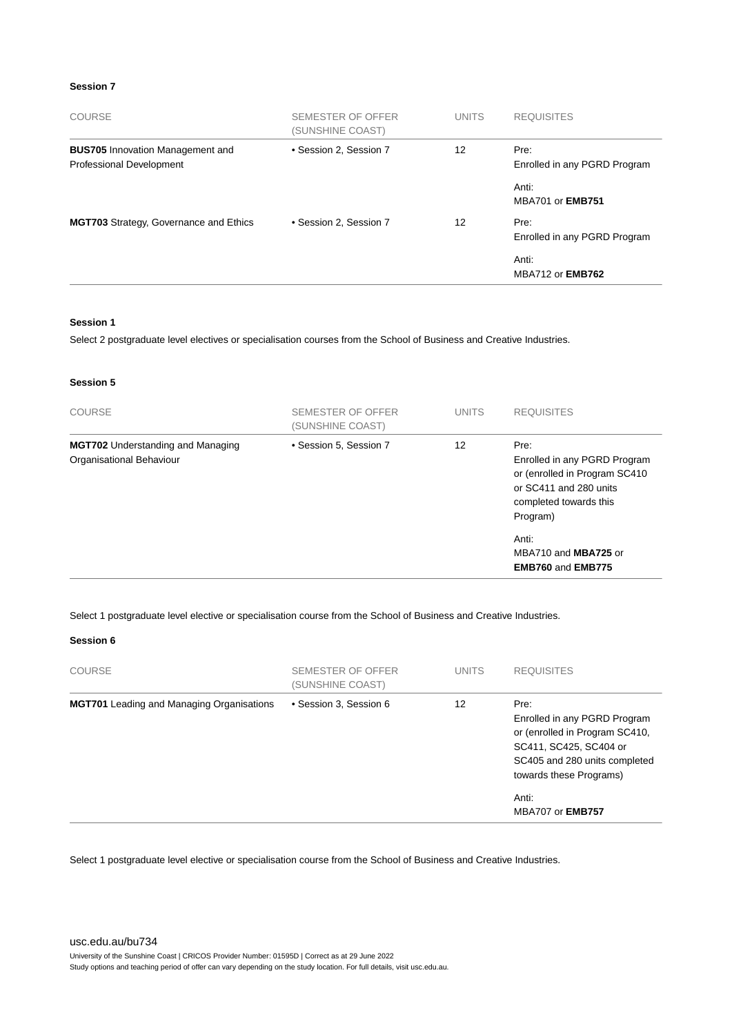**Session 7**

| COURSE | SEMESTER OF OFFER (SUNSHINE COAST) | UNITS | REQUISITES |
|---|---|---|---|
| **BUS705** Innovation Management and Professional Development | • Session 2, Session 7 | 12 | Pre: Enrolled in any PGRD Program<br><br>Anti: MBA701 or **EMB751** |
| **MGT703** Strategy, Governance and Ethics | • Session 2, Session 7 | 12 | Pre: Enrolled in any PGRD Program<br><br>Anti: MBA712 or **EMB762** |

**Session 1**

Select 2 postgraduate level electives or specialisation courses from the School of Business and Creative Industries.

**Session 5**

| COURSE | SEMESTER OF OFFER (SUNSHINE COAST) | UNITS | REQUISITES |
|---|---|---|---|
| **MGT702** Understanding and Managing Organisational Behaviour | • Session 5, Session 7 | 12 | Pre: Enrolled in any PGRD Program or (enrolled in Program SC410 or SC411 and 280 units completed towards this Program)<br><br>Anti: MBA710 and **MBA725** or **EMB760** and **EMB775** |

Select 1 postgraduate level elective or specialisation course from the School of Business and Creative Industries.

**Session 6**

| COURSE | SEMESTER OF OFFER (SUNSHINE COAST) | UNITS | REQUISITES |
|---|---|---|---|
| **MGT701** Leading and Managing Organisations | • Session 3, Session 6 | 12 | Pre: Enrolled in any PGRD Program or (enrolled in Program SC410, SC411, SC425, SC404 or SC405 and 280 units completed towards these Programs)<br><br>Anti: MBA707 or **EMB757** |

Select 1 postgraduate level elective or specialisation course from the School of Business and Creative Industries.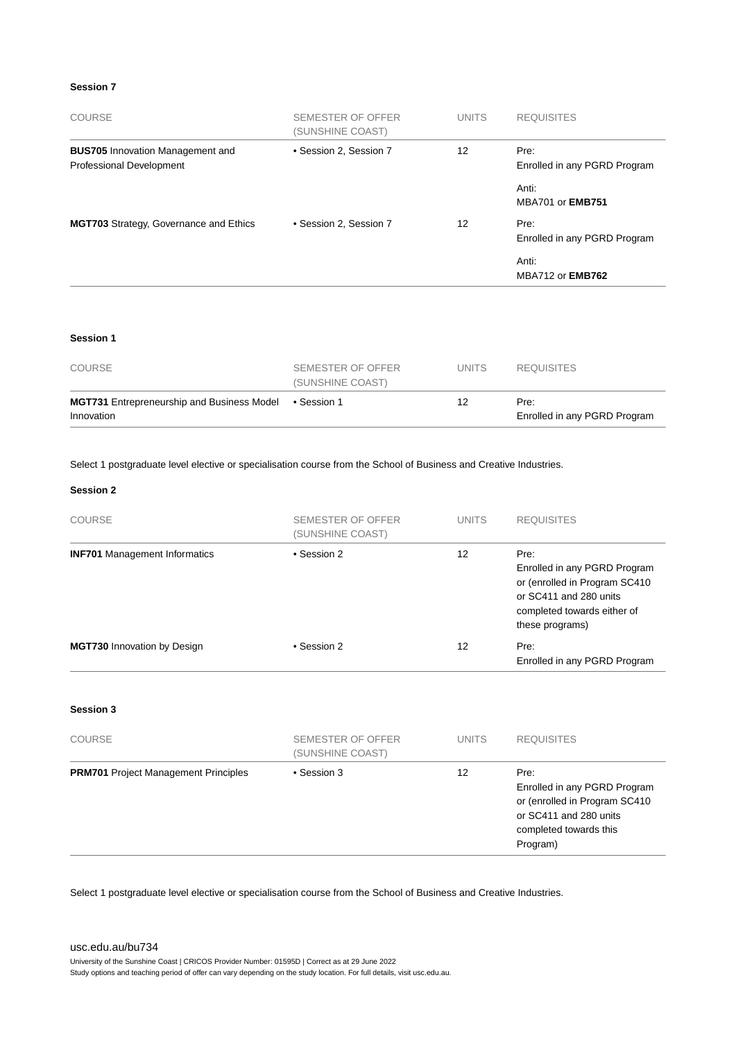**Session 7**

| COURSE | SEMESTER OF OFFER (SUNSHINE COAST) | UNITS | REQUISITES |
|---|---|---|---|
| **BUS705** Innovation Management and Professional Development | • Session 2, Session 7 | 12 | Pre: Enrolled in any PGRD Program<br>Anti: MBA701 or **EMB751** |
| **MGT703** Strategy, Governance and Ethics | • Session 2, Session 7 | 12 | Pre: Enrolled in any PGRD Program<br>Anti: MBA712 or **EMB762** |

**Session 1**

| COURSE | SEMESTER OF OFFER (SUNSHINE COAST) | UNITS | REQUISITES |
|---|---|---|---|
| **MGT731** Entrepreneurship and Business Model Innovation | • Session 1 | 12 | Pre: Enrolled in any PGRD Program |

Select 1 postgraduate level elective or specialisation course from the School of Business and Creative Industries.

**Session 2**

| COURSE | SEMESTER OF OFFER (SUNSHINE COAST) | UNITS | REQUISITES |
|---|---|---|---|
| **INF701** Management Informatics | • Session 2 | 12 | Pre: Enrolled in any PGRD Program or (enrolled in Program SC410 or SC411 and 280 units completed towards either of these programs) |
| **MGT730** Innovation by Design | • Session 2 | 12 | Pre: Enrolled in any PGRD Program |

**Session 3**

| COURSE | SEMESTER OF OFFER (SUNSHINE COAST) | UNITS | REQUISITES |
|---|---|---|---|
| **PRM701** Project Management Principles | • Session 3 | 12 | Pre: Enrolled in any PGRD Program or (enrolled in Program SC410 or SC411 and 280 units completed towards this Program) |

Select 1 postgraduate level elective or specialisation course from the School of Business and Creative Industries.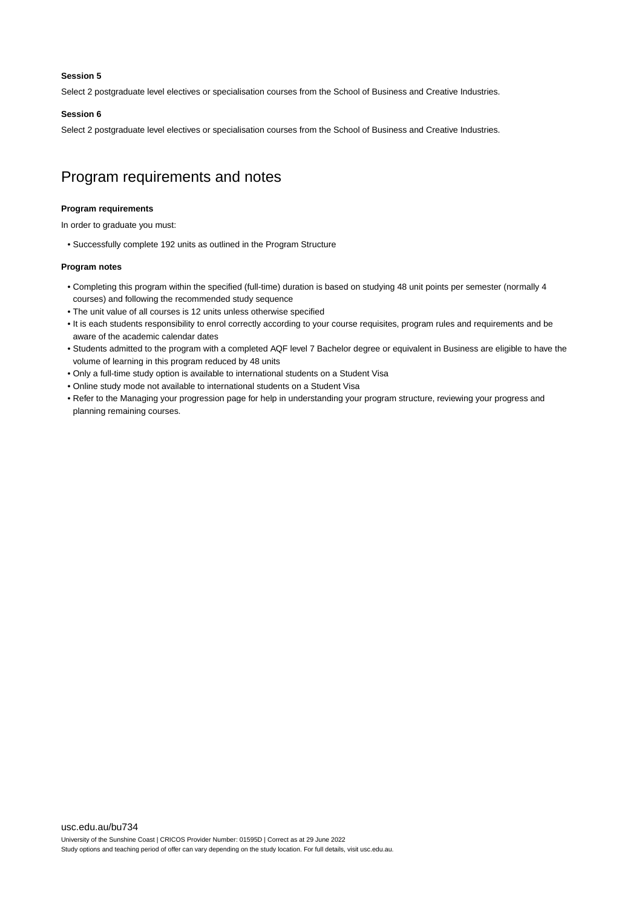**Session 5**

Select 2 postgraduate level electives or specialisation courses from the School of Business and Creative Industries.

**Session 6**

Select 2 postgraduate level electives or specialisation courses from the School of Business and Creative Industries.

## Program requirements and notes

**Program requirements**

In order to graduate you must:

- Successfully complete 192 units as outlined in the Program Structure

**Program notes**

- Completing this program within the specified (full-time) duration is based on studying 48 unit points per semester (normally 4 courses) and following the recommended study sequence
- The unit value of all courses is 12 units unless otherwise specified
- It is each students responsibility to enrol correctly according to your course requisites, program rules and requirements and be aware of the academic calendar dates
- Students admitted to the program with a completed AQF level 7 Bachelor degree or equivalent in Business are eligible to have the volume of learning in this program reduced by 48 units
- Only a full-time study option is available to international students on a Student Visa
- Online study mode not available to international students on a Student Visa
- Refer to the Managing your progression page for help in understanding your program structure, reviewing your progress and planning remaining courses.